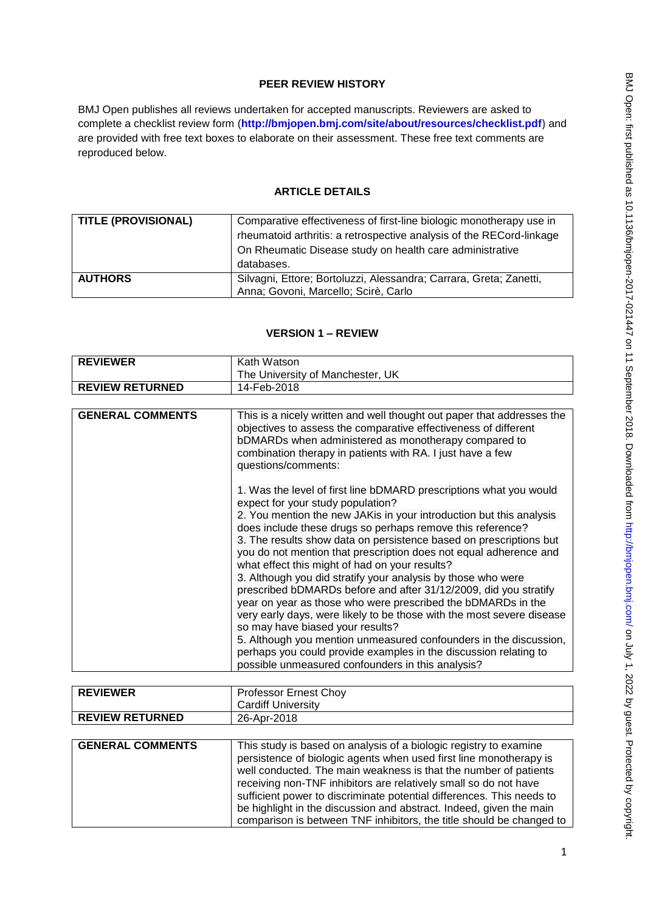# PEER REVIEW HISTORY

BMJ Open publishes all reviews undertaken for accepted manuscripts. Reviewers are asked to complete a checklist review form (**http://bmjopen.bmj.com/site/about/resources/checklist.pdf**) and are provided with free text boxes to elaborate on their assessment. These free text comments are reproduced below.

## ARTICLE DETAILS

| | |
|---|---|
| **TITLE (PROVISIONAL)** | Comparative effectiveness of first-line biologic monotherapy use in rheumatoid arthritis: a retrospective analysis of the RECord-linkage On Rheumatic Disease study on health care administrative databases. |
| **AUTHORS** | Silvagni, Ettore; Bortoluzzi, Alessandra; Carrara, Greta; Zanetti, Anna; Govoni, Marcello; Scirè, Carlo |

## VERSION 1 – REVIEW

| | |
|---|---|
| **REVIEWER** | Kath Watson<br>The University of Manchester, UK |
| **REVIEW RETURNED** | 14-Feb-2018 |

| | |
|---|---|
| **GENERAL COMMENTS** | This is a nicely written and well thought out paper that addresses the objectives to assess the comparative effectiveness of different bDMARDs when administered as monotherapy compared to combination therapy in patients with RA. I just have a few questions/comments:<br><br>1. Was the level of first line bDMARD prescriptions what you would expect for your study population?<br>2. You mention the new JAKis in your introduction but this analysis does include these drugs so perhaps remove this reference?<br>3. The results show data on persistence based on prescriptions but you do not mention that prescription does not equal adherence and what effect this might of had on your results?<br>3. Although you did stratify your analysis by those who were prescribed bDMARDs before and after 31/12/2009, did you stratify year on year as those who were prescribed the bDMARDs in the very early days, were likely to be those with the most severe disease so may have biased your results?<br>5. Although you mention unmeasured confounders in the discussion, perhaps you could provide examples in the discussion relating to possible unmeasured confounders in this analysis? |

| | |
|---|---|
| **REVIEWER** | Professor Ernest Choy<br>Cardiff University |
| **REVIEW RETURNED** | 26-Apr-2018 |

| | |
|---|---|
| **GENERAL COMMENTS** | This study is based on analysis of a biologic registry to examine persistence of biologic agents when used first line monotherapy is well conducted. The main weakness is that the number of patients receiving non-TNF inhibitors are relatively small so do not have sufficient power to discriminate potential differences. This needs to be highlight in the discussion and abstract. Indeed, given the main comparison is between TNF inhibitors, the title should be changed to |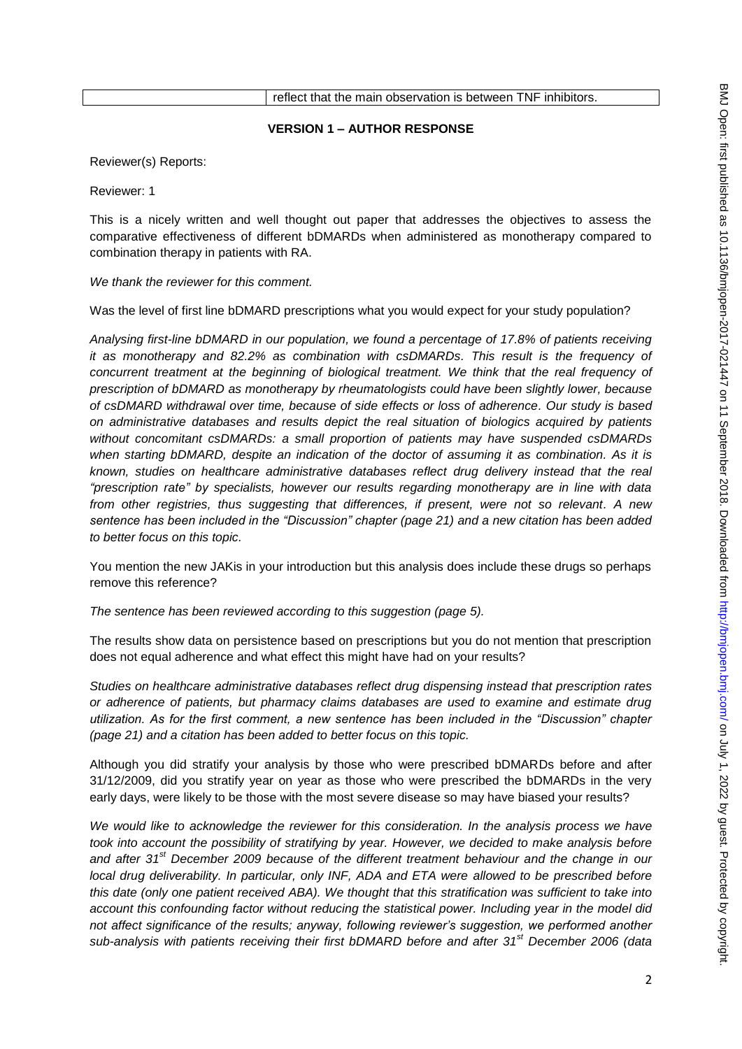| | reflect that the main observation is between TNF inhibitors. |
|---|---|

**VERSION 1 – AUTHOR RESPONSE**

Reviewer(s) Reports:

Reviewer: 1

This is a nicely written and well thought out paper that addresses the objectives to assess the comparative effectiveness of different bDMARDs when administered as monotherapy compared to combination therapy in patients with RA.

*We thank the reviewer for this comment.*

Was the level of first line bDMARD prescriptions what you would expect for your study population?

*Analysing first-line bDMARD in our population, we found a percentage of 17.8% of patients receiving it as monotherapy and 82.2% as combination with csDMARDs. This result is the frequency of concurrent treatment at the beginning of biological treatment. We think that the real frequency of prescription of bDMARD as monotherapy by rheumatologists could have been slightly lower, because of csDMARD withdrawal over time, because of side effects or loss of adherence. Our study is based on administrative databases and results depict the real situation of biologics acquired by patients without concomitant csDMARDs: a small proportion of patients may have suspended csDMARDs when starting bDMARD, despite an indication of the doctor of assuming it as combination. As it is known, studies on healthcare administrative databases reflect drug delivery instead that the real "prescription rate" by specialists, however our results regarding monotherapy are in line with data from other registries, thus suggesting that differences, if present, were not so relevant. A new sentence has been included in the "Discussion" chapter (page 21) and a new citation has been added to better focus on this topic.*

You mention the new JAKis in your introduction but this analysis does include these drugs so perhaps remove this reference?

*The sentence has been reviewed according to this suggestion (page 5).*

The results show data on persistence based on prescriptions but you do not mention that prescription does not equal adherence and what effect this might have had on your results?

*Studies on healthcare administrative databases reflect drug dispensing instead that prescription rates or adherence of patients, but pharmacy claims databases are used to examine and estimate drug utilization. As for the first comment, a new sentence has been included in the "Discussion" chapter (page 21) and a citation has been added to better focus on this topic.*

Although you did stratify your analysis by those who were prescribed bDMARDs before and after 31/12/2009, did you stratify year on year as those who were prescribed the bDMARDs in the very early days, were likely to be those with the most severe disease so may have biased your results?

*We would like to acknowledge the reviewer for this consideration. In the analysis process we have took into account the possibility of stratifying by year. However, we decided to make analysis before and after 31st December 2009 because of the different treatment behaviour and the change in our local drug deliverability. In particular, only INF, ADA and ETA were allowed to be prescribed before this date (only one patient received ABA). We thought that this stratification was sufficient to take into account this confounding factor without reducing the statistical power. Including year in the model did not affect significance of the results; anyway, following reviewer's suggestion, we performed another sub-analysis with patients receiving their first bDMARD before and after 31st December 2006 (data*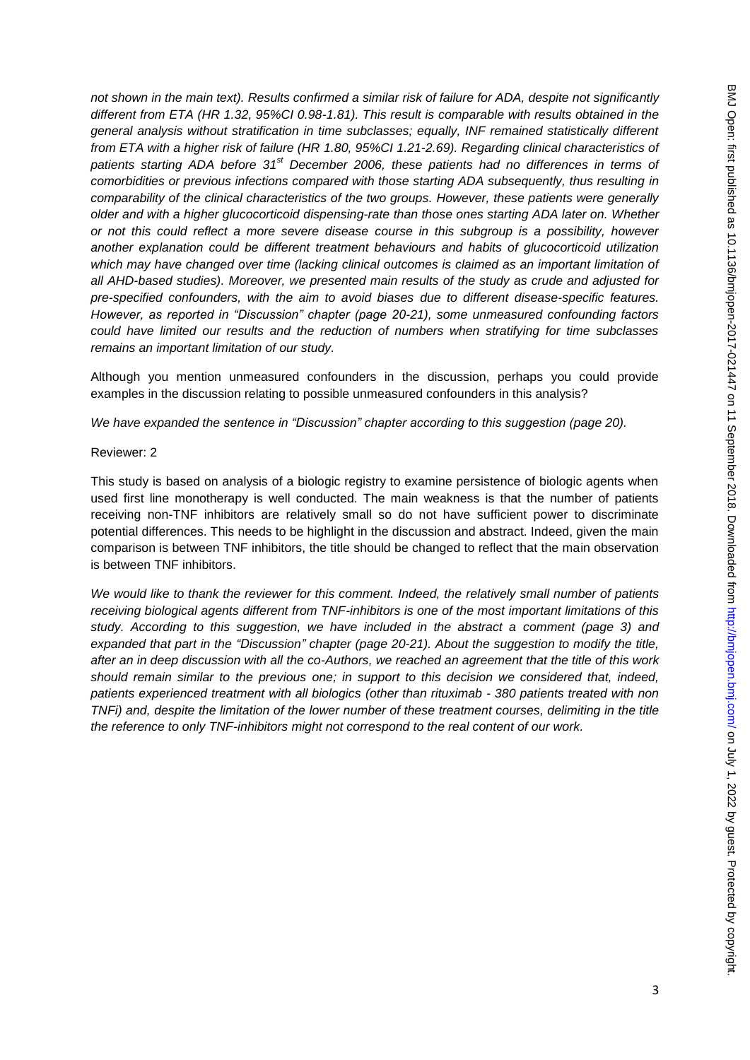*not shown in the main text). Results confirmed a similar risk of failure for ADA, despite not significantly different from ETA (HR 1.32, 95%CI 0.98-1.81). This result is comparable with results obtained in the general analysis without stratification in time subclasses; equally, INF remained statistically different from ETA with a higher risk of failure (HR 1.80, 95%CI 1.21-2.69). Regarding clinical characteristics of patients starting ADA before 31st December 2006, these patients had no differences in terms of comorbidities or previous infections compared with those starting ADA subsequently, thus resulting in comparability of the clinical characteristics of the two groups. However, these patients were generally older and with a higher glucocorticoid dispensing-rate than those ones starting ADA later on. Whether or not this could reflect a more severe disease course in this subgroup is a possibility, however another explanation could be different treatment behaviours and habits of glucocorticoid utilization which may have changed over time (lacking clinical outcomes is claimed as an important limitation of all AHD-based studies). Moreover, we presented main results of the study as crude and adjusted for pre-specified confounders, with the aim to avoid biases due to different disease-specific features. However, as reported in "Discussion" chapter (page 20-21), some unmeasured confounding factors could have limited our results and the reduction of numbers when stratifying for time subclasses remains an important limitation of our study.*

Although you mention unmeasured confounders in the discussion, perhaps you could provide examples in the discussion relating to possible unmeasured confounders in this analysis?

*We have expanded the sentence in "Discussion" chapter according to this suggestion (page 20).*

Reviewer: 2

This study is based on analysis of a biologic registry to examine persistence of biologic agents when used first line monotherapy is well conducted. The main weakness is that the number of patients receiving non-TNF inhibitors are relatively small so do not have sufficient power to discriminate potential differences. This needs to be highlight in the discussion and abstract. Indeed, given the main comparison is between TNF inhibitors, the title should be changed to reflect that the main observation is between TNF inhibitors.

*We would like to thank the reviewer for this comment. Indeed, the relatively small number of patients receiving biological agents different from TNF-inhibitors is one of the most important limitations of this study. According to this suggestion, we have included in the abstract a comment (page 3) and expanded that part in the "Discussion" chapter (page 20-21). About the suggestion to modify the title, after an in deep discussion with all the co-Authors, we reached an agreement that the title of this work should remain similar to the previous one; in support to this decision we considered that, indeed, patients experienced treatment with all biologics (other than rituximab - 380 patients treated with non TNFi) and, despite the limitation of the lower number of these treatment courses, delimiting in the title the reference to only TNF-inhibitors might not correspond to the real content of our work.*